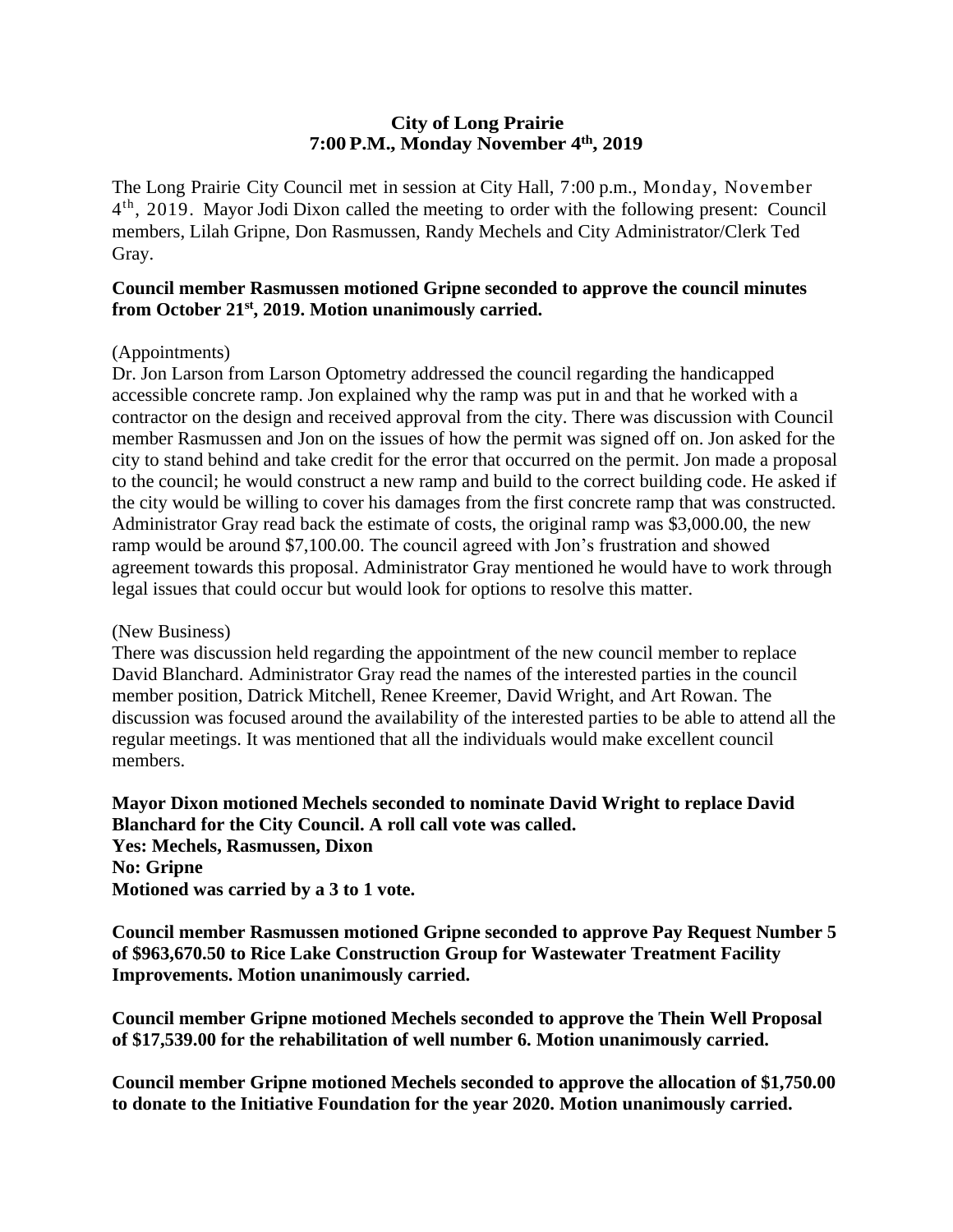# City of Long Prairie
## 7:00 P.M., Monday November 4th, 2019

The Long Prairie City Council met in session at City Hall, 7:00 p.m., Monday, November 4th, 2019. Mayor Jodi Dixon called the meeting to order with the following present: Council members, Lilah Gripne, Don Rasmussen, Randy Mechels and City Administrator/Clerk Ted Gray.

**Council member Rasmussen motioned Gripne seconded to approve the council minutes from October 21st, 2019. Motion unanimously carried.**

(Appointments)
Dr. Jon Larson from Larson Optometry addressed the council regarding the handicapped accessible concrete ramp. Jon explained why the ramp was put in and that he worked with a contractor on the design and received approval from the city. There was discussion with Council member Rasmussen and Jon on the issues of how the permit was signed off on. Jon asked for the city to stand behind and take credit for the error that occurred on the permit. Jon made a proposal to the council; he would construct a new ramp and build to the correct building code. He asked if the city would be willing to cover his damages from the first concrete ramp that was constructed. Administrator Gray read back the estimate of costs, the original ramp was $3,000.00, the new ramp would be around $7,100.00. The council agreed with Jon's frustration and showed agreement towards this proposal. Administrator Gray mentioned he would have to work through legal issues that could occur but would look for options to resolve this matter.

(New Business)
There was discussion held regarding the appointment of the new council member to replace David Blanchard. Administrator Gray read the names of the interested parties in the council member position, Datrick Mitchell, Renee Kreemer, David Wright, and Art Rowan. The discussion was focused around the availability of the interested parties to be able to attend all the regular meetings. It was mentioned that all the individuals would make excellent council members.

**Mayor Dixon motioned Mechels seconded to nominate David Wright to replace David Blanchard for the City Council. A roll call vote was called.**
**Yes: Mechels, Rasmussen, Dixon**
**No: Gripne**
**Motioned was carried by a 3 to 1 vote.**

**Council member Rasmussen motioned Gripne seconded to approve Pay Request Number 5 of $963,670.50 to Rice Lake Construction Group for Wastewater Treatment Facility Improvements. Motion unanimously carried.**

**Council member Gripne motioned Mechels seconded to approve the Thein Well Proposal of $17,539.00 for the rehabilitation of well number 6. Motion unanimously carried.**

**Council member Gripne motioned Mechels seconded to approve the allocation of $1,750.00 to donate to the Initiative Foundation for the year 2020. Motion unanimously carried.**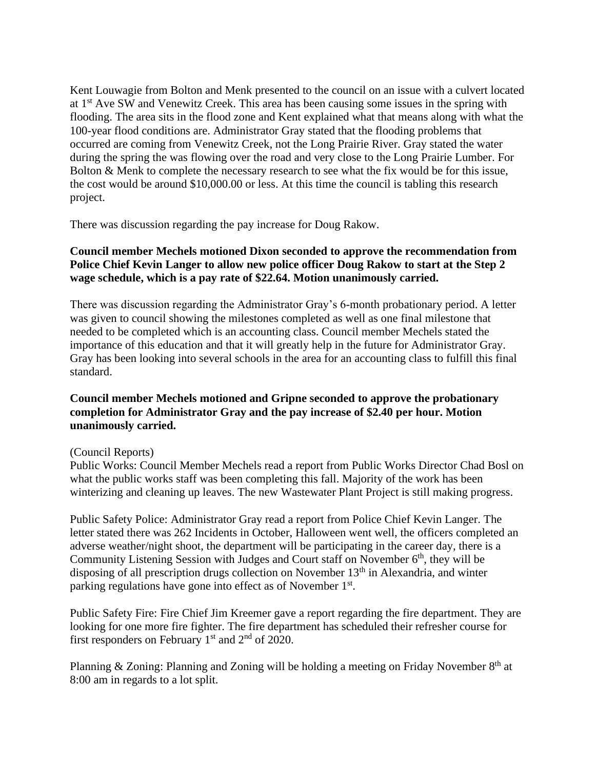Kent Louwagie from Bolton and Menk presented to the council on an issue with a culvert located at 1st Ave SW and Venewitz Creek. This area has been causing some issues in the spring with flooding. The area sits in the flood zone and Kent explained what that means along with what the 100-year flood conditions are. Administrator Gray stated that the flooding problems that occurred are coming from Venewitz Creek, not the Long Prairie River. Gray stated the water during the spring the was flowing over the road and very close to the Long Prairie Lumber. For Bolton & Menk to complete the necessary research to see what the fix would be for this issue, the cost would be around $10,000.00 or less. At this time the council is tabling this research project.

There was discussion regarding the pay increase for Doug Rakow.

**Council member Mechels motioned Dixon seconded to approve the recommendation from Police Chief Kevin Langer to allow new police officer Doug Rakow to start at the Step 2 wage schedule, which is a pay rate of $22.64. Motion unanimously carried.**

There was discussion regarding the Administrator Gray's 6-month probationary period. A letter was given to council showing the milestones completed as well as one final milestone that needed to be completed which is an accounting class. Council member Mechels stated the importance of this education and that it will greatly help in the future for Administrator Gray. Gray has been looking into several schools in the area for an accounting class to fulfill this final standard.

**Council member Mechels motioned and Gripne seconded to approve the probationary completion for Administrator Gray and the pay increase of $2.40 per hour. Motion unanimously carried.**

(Council Reports)
Public Works: Council Member Mechels read a report from Public Works Director Chad Bosl on what the public works staff was been completing this fall. Majority of the work has been winterizing and cleaning up leaves. The new Wastewater Plant Project is still making progress.

Public Safety Police: Administrator Gray read a report from Police Chief Kevin Langer. The letter stated there was 262 Incidents in October, Halloween went well, the officers completed an adverse weather/night shoot, the department will be participating in the career day, there is a Community Listening Session with Judges and Court staff on November 6th, they will be disposing of all prescription drugs collection on November 13th in Alexandria, and winter parking regulations have gone into effect as of November 1st.

Public Safety Fire: Fire Chief Jim Kreemer gave a report regarding the fire department. They are looking for one more fire fighter. The fire department has scheduled their refresher course for first responders on February 1st and 2nd of 2020.

Planning & Zoning: Planning and Zoning will be holding a meeting on Friday November 8th at 8:00 am in regards to a lot split.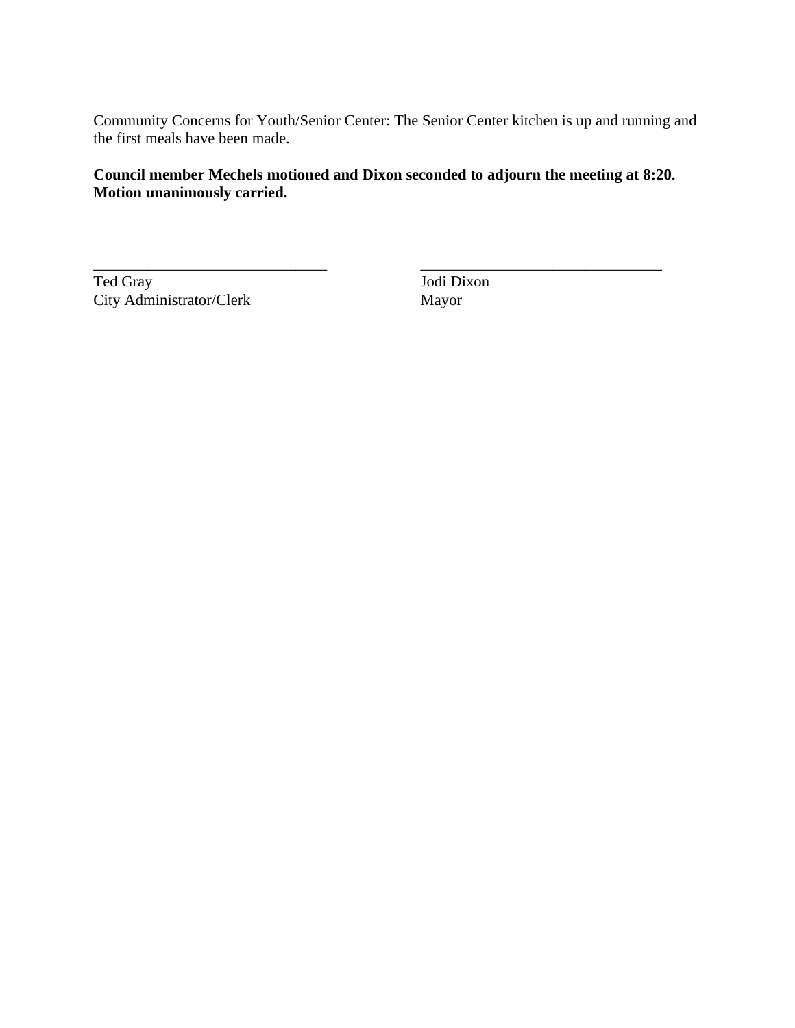Community Concerns for Youth/Senior Center: The Senior Center kitchen is up and running and the first meals have been made.

**Council member Mechels motioned and Dixon seconded to adjourn the meeting at 8:20. Motion unanimously carried.**

| | |
|---|---|
| _______________________________ | _______________________________ |
| Ted Gray | Jodi Dixon |
| City Administrator/Clerk | Mayor |